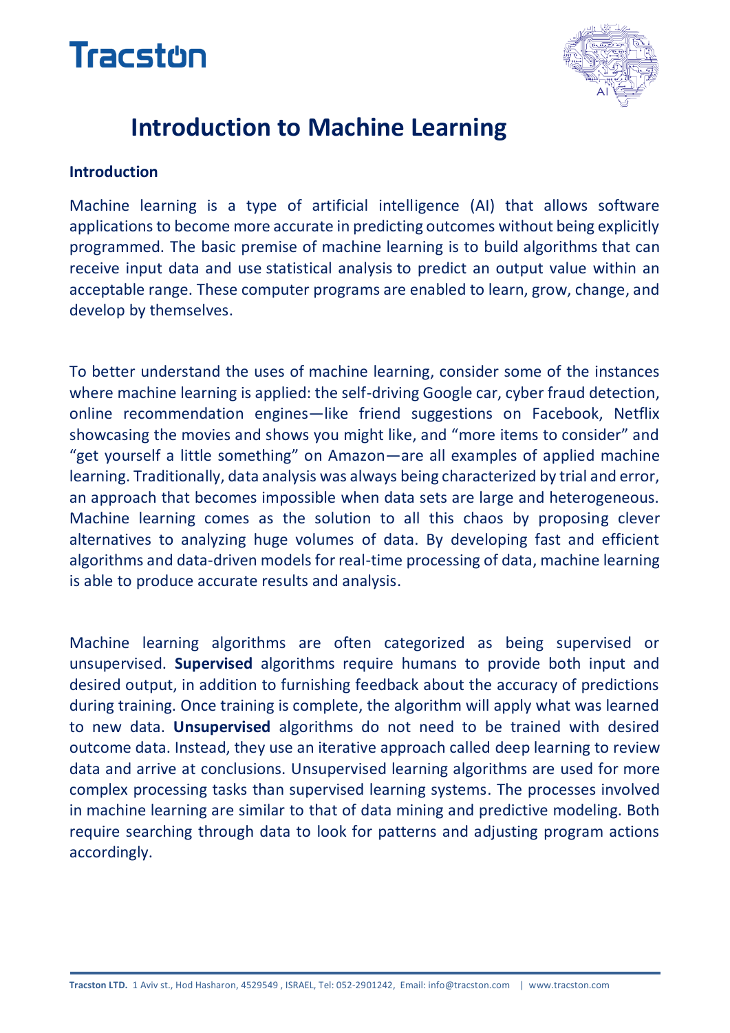# Introduction to Machine Learning

## Introduction

Machine learning is a type of artificial intelligence (AI) that allows software applications to become more accurate in predicting outcomes without being explicitly programmed. The basic premise of machine learning is to build algorithms that can receive input data and use statistical analysis to predict an output value within an acceptable range. These computer programs are enabled to learn, grow, change, and develop by themselves.

To better understand the uses of machine learning, consider some of the instances where machine learning is applied: the self-driving Google car, cyber fraud detection, online recommendation engines—like friend suggestions on Facebook, Netflix showcasing the movies and shows you might like, and "more items to consider" and "get yourself a little something" on Amazon—are all examples of applied machine learning. Traditionally, data analysis was always being characterized by trial and error, an approach that becomes impossible when data sets are large and heterogeneous. Machine learning comes as the solution to all this chaos by proposing clever alternatives to analyzing huge volumes of data. By developing fast and efficient algorithms and data-driven models for real-time processing of data, machine learning is able to produce accurate results and analysis.

Machine learning algorithms are often categorized as being supervised or unsupervised. **Supervised** algorithms require humans to provide both input and desired output, in addition to furnishing feedback about the accuracy of predictions during training. Once training is complete, the algorithm will apply what was learned to new data. **Unsupervised** algorithms do not need to be trained with desired outcome data. Instead, they use an iterative approach called deep learning to review data and arrive at conclusions. Unsupervised learning algorithms are used for more complex processing tasks than supervised learning systems. The processes involved in machine learning are similar to that of data mining and predictive modeling. Both require searching through data to look for patterns and adjusting program actions accordingly.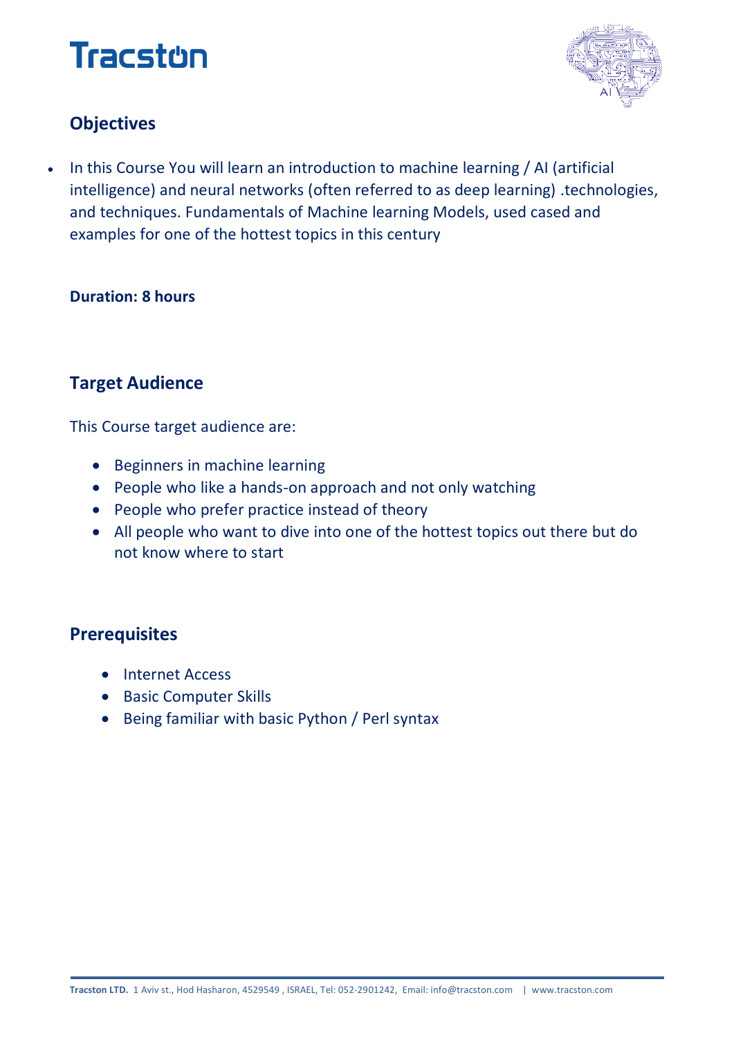## Objectives

- In this Course You will learn an introduction to machine learning / AI (artificial intelligence) and neural networks (often referred to as deep learning) .technologies, and techniques. Fundamentals of Machine learning Models, used cased and examples for one of the hottest topics in this century

**Duration: 8 hours**

## Target Audience

This Course target audience are:

- Beginners in machine learning
- People who like a hands-on approach and not only watching
- People who prefer practice instead of theory
- All people who want to dive into one of the hottest topics out there but do not know where to start

## Prerequisites

- Internet Access
- Basic Computer Skills
- Being familiar with basic Python / Perl syntax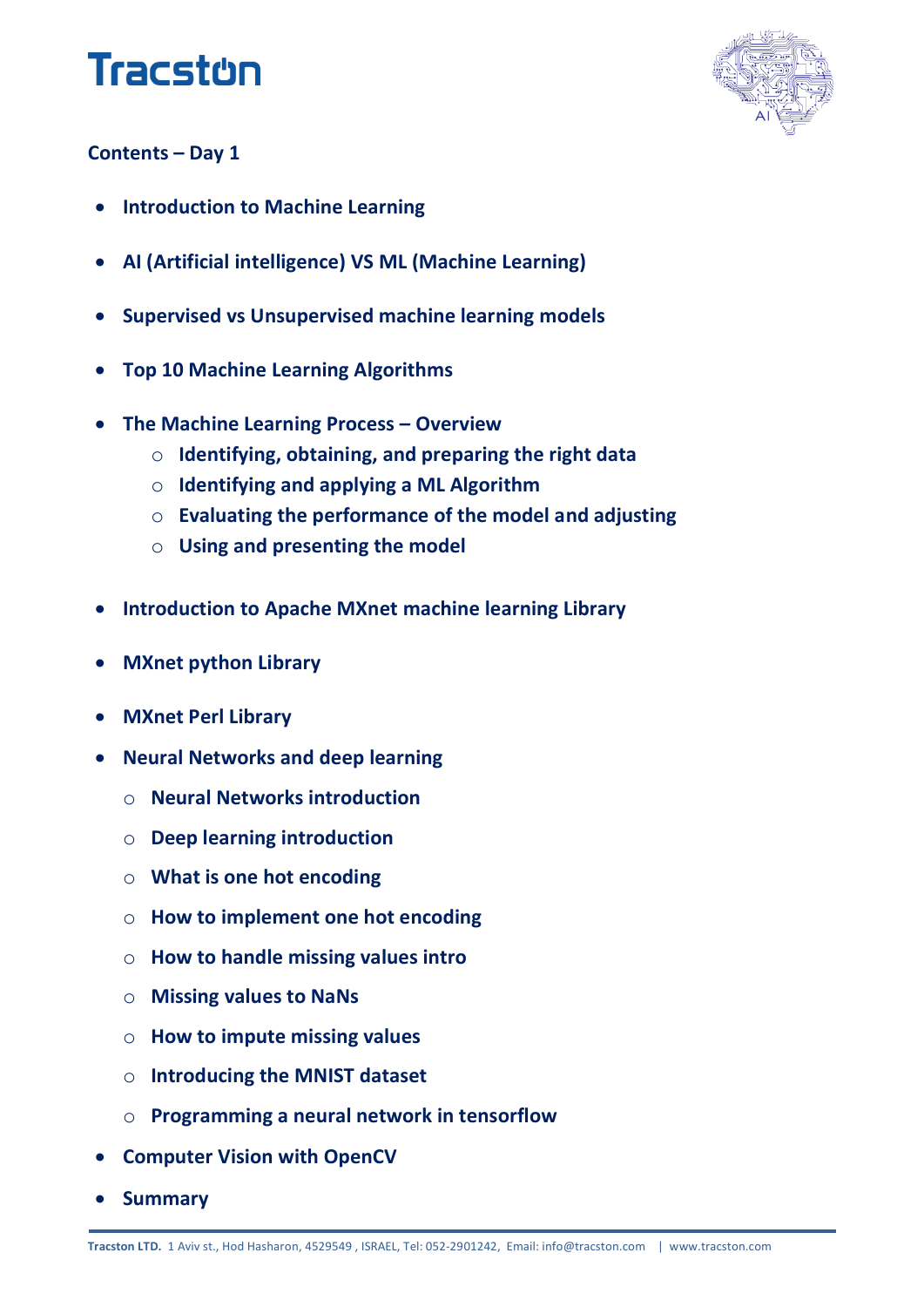# Tracston

**Contents – Day 1**

- **Introduction to Machine Learning**
- **AI (Artificial intelligence) VS ML (Machine Learning)**
- **Supervised vs Unsupervised machine learning models**
- **Top 10 Machine Learning Algorithms**
- **The Machine Learning Process – Overview**
    - **Identifying, obtaining, and preparing the right data**
    - **Identifying and applying a ML Algorithm**
    - **Evaluating the performance of the model and adjusting**
    - **Using and presenting the model**
- **Introduction to Apache MXnet machine learning Library**
- **MXnet python Library**
- **MXnet Perl Library**
- **Neural Networks and deep learning**
    - **Neural Networks introduction**
    - **Deep learning introduction**
    - **What is one hot encoding**
    - **How to implement one hot encoding**
    - **How to handle missing values intro**
    - **Missing values to NaNs**
    - **How to impute missing values**
    - **Introducing the MNIST dataset**
    - **Programming a neural network in tensorflow**
- **Computer Vision with OpenCV**
- **Summary**